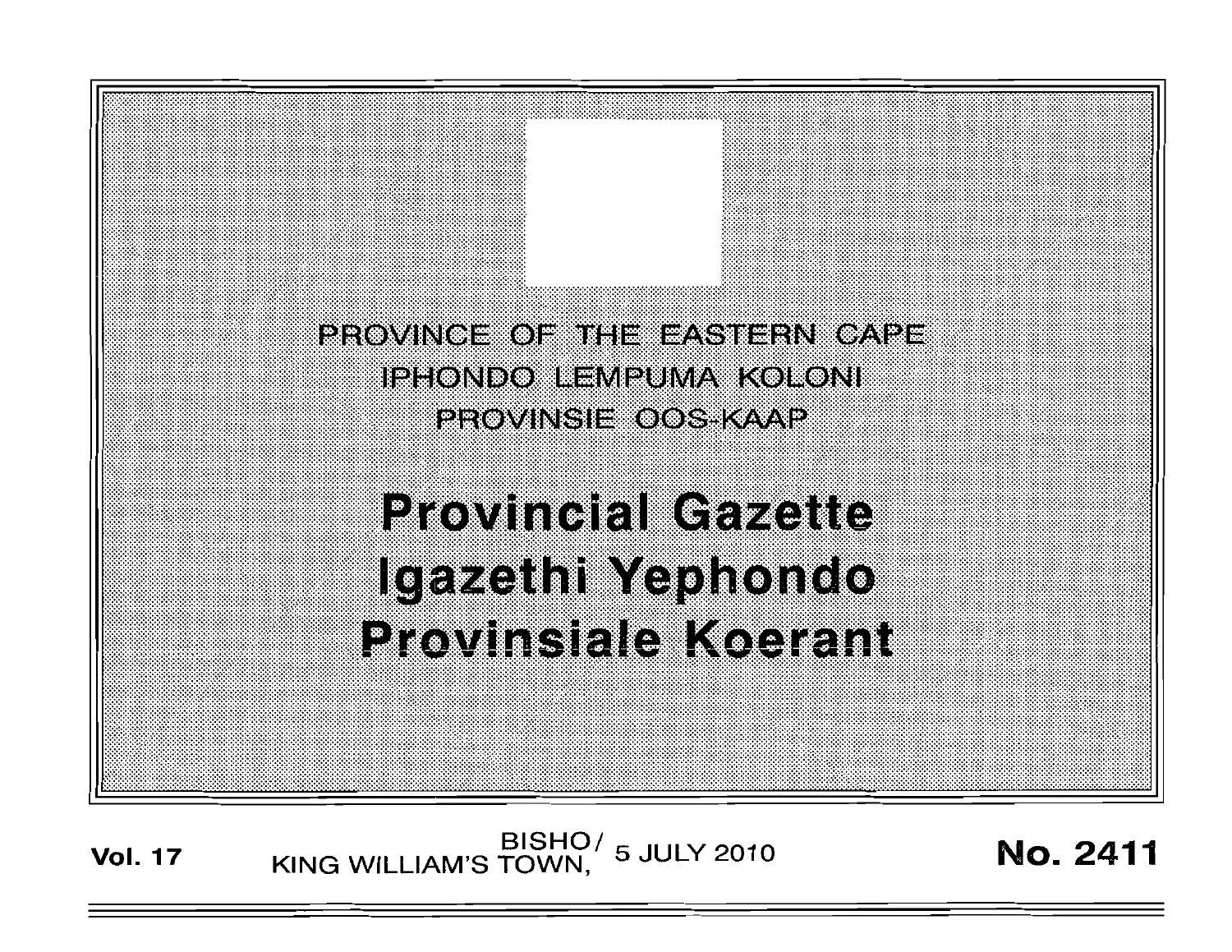PROVINCE OF THE EASTERN CAPE

IPHONDO LEMPUMA KOLONI

PROVINSIE OOS-KAAP

# Provincial Gazette

# Igazethi Yephondo

# Provinsiale Koerant

**Vol. 17** BISHO/ KING WILLIAM'S TOWN, 5 JULY 2010 **No. 2411**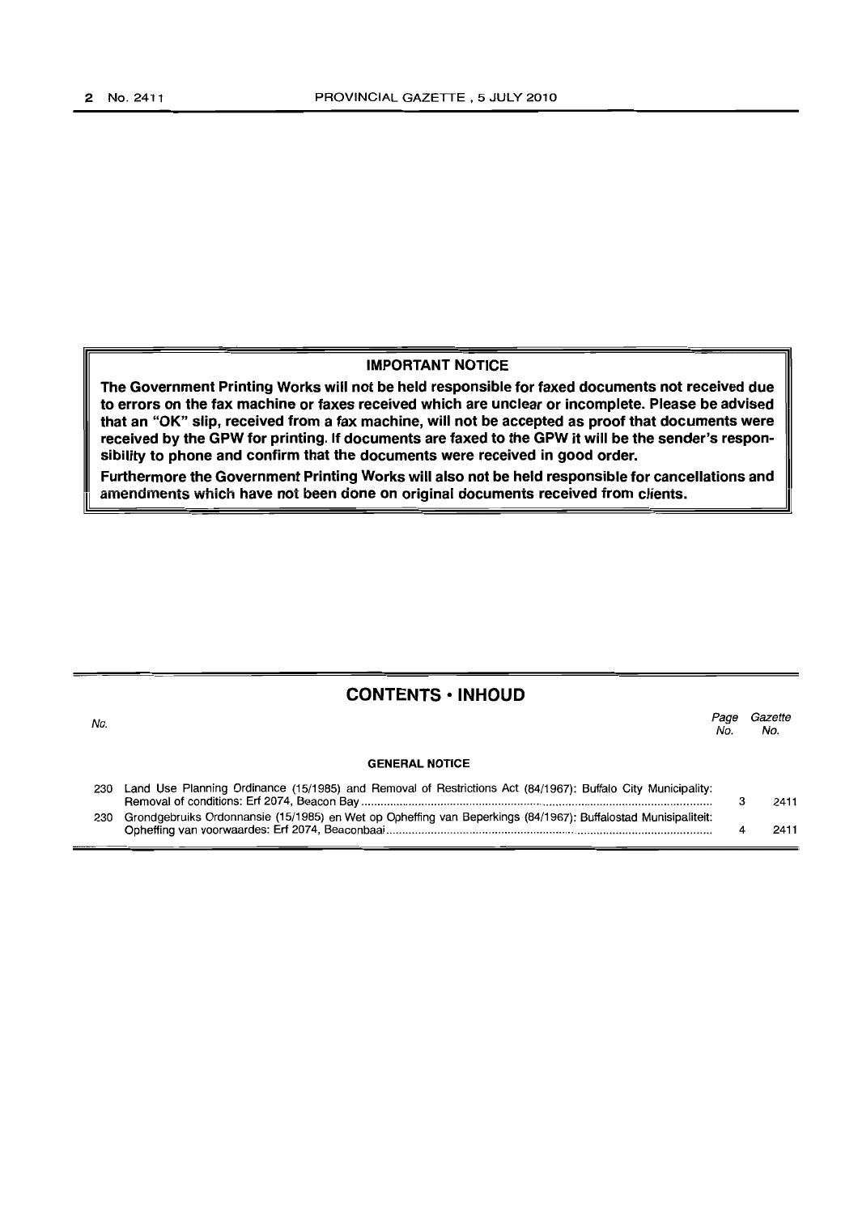**IMPORTANT NOTICE**

**The Government Printing Works will not be held responsible for faxed documents not received due to errors on the fax machine or faxes received which are unclear or incomplete. Please be advised that an "OK" slip, received from a fax machine, will not be accepted as proof that documents were received by the GPW for printing. If documents are faxed to the GPW it will be the sender's responsibility to phone and confirm that the documents were received in good order.**

**Furthermore the Government Printing Works will also not be held responsible for cancellations and amendments which have not been done on original documents received from clients.**

## CONTENTS • INHOUD

| No. | | Page No. | Gazette No. |
|---|---|---|---|
| | **GENERAL NOTICE** | | |
| 230 | Land Use Planning Ordinance (15/1985) and Removal of Restrictions Act (84/1967): Buffalo City Municipality: Removal of conditions: Erf 2074, Beacon Bay | 3 | 2411 |
| 230 | Grondgebruiks Ordonnansie (15/1985) en Wet op Opheffing van Beperkings (84/1967): Buffalostad Munisipaliteit: Opheffing van voorwaardes: Erf 2074, Beaconbaai | 4 | 2411 |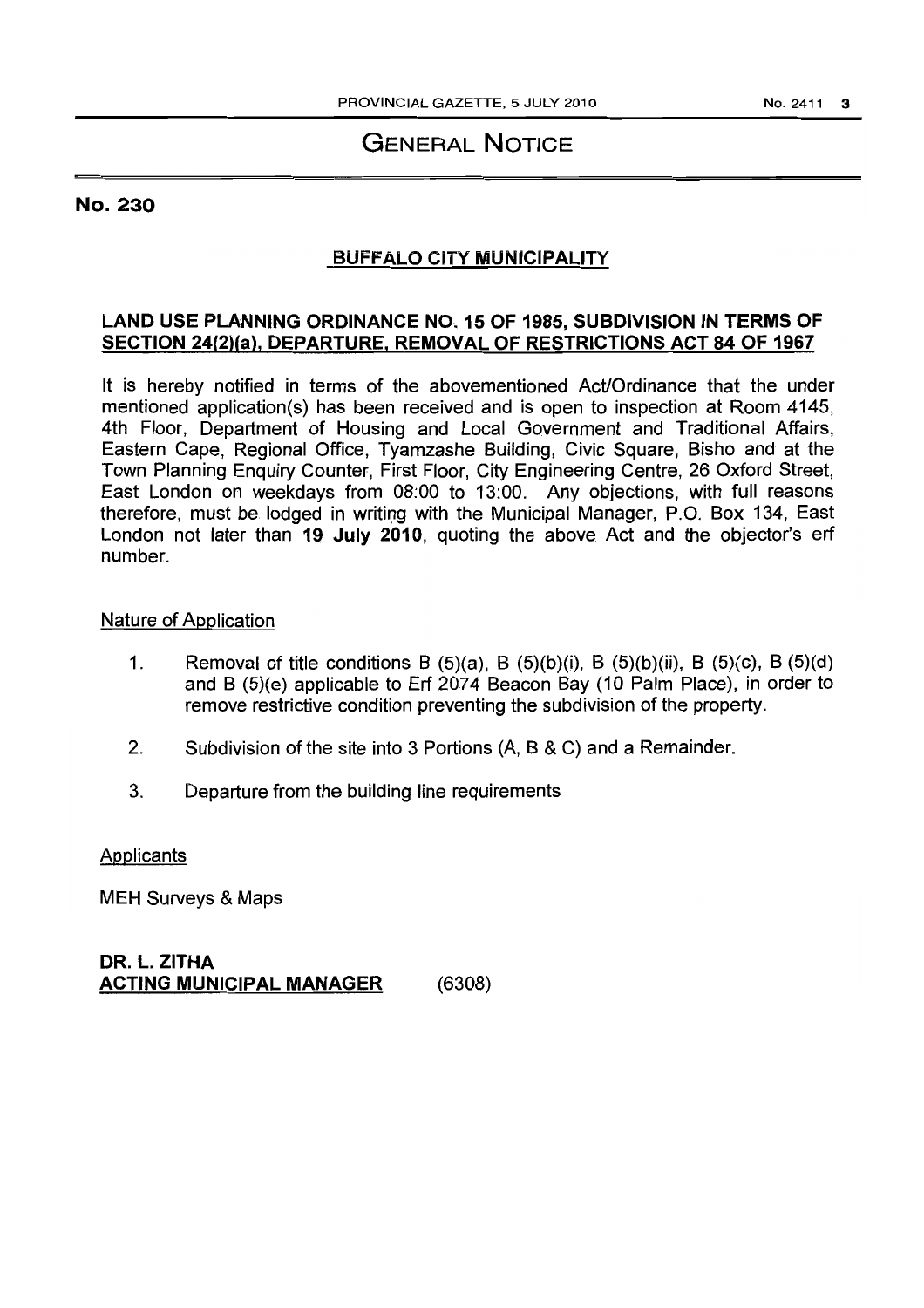# GENERAL NOTICE

**No. 230**

**BUFFALO CITY MUNICIPALITY**

**LAND USE PLANNING ORDINANCE NO. 15 OF 1985, SUBDIVISION IN TERMS OF SECTION 24(2)(a), DEPARTURE, REMOVAL OF RESTRICTIONS ACT 84 OF 1967**

It is hereby notified in terms of the abovementioned Act/Ordinance that the under mentioned application(s) has been received and is open to inspection at Room 4145, 4th Floor, Department of Housing and Local Government and Traditional Affairs, Eastern Cape, Regional Office, Tyamzashe Building, Civic Square, Bisho and at the Town Planning Enquiry Counter, First Floor, City Engineering Centre, 26 Oxford Street, East London on weekdays from 08:00 to 13:00. Any objections, with full reasons therefore, must be lodged in writing with the Municipal Manager, P.O. Box 134, East London not later than **19 July 2010**, quoting the above Act and the objector's erf number.

Nature of Application

1. Removal of title conditions B (5)(a), B (5)(b)(i), B (5)(b)(ii), B (5)(c), B (5)(d) and B (5)(e) applicable to Erf 2074 Beacon Bay (10 Palm Place), in order to remove restrictive condition preventing the subdivision of the property.
2. Subdivision of the site into 3 Portions (A, B & C) and a Remainder.
3. Departure from the building line requirements

Applicants

MEH Surveys & Maps

**DR. L. ZITHA**
**ACTING MUNICIPAL MANAGER** (6308)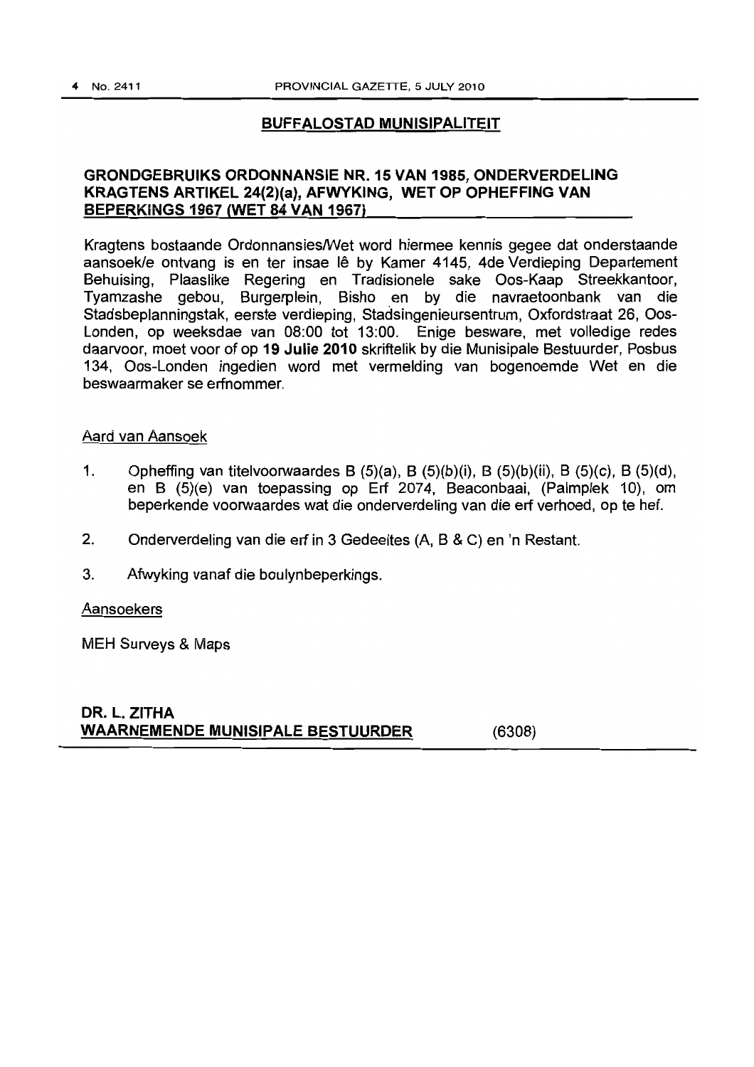## BUFFALOSTAD MUNISIPALITEIT

### GRONDGEBRUIKS ORDONNANSIE NR. 15 VAN 1985, ONDERVERDELING KRAGTENS ARTIKEL 24(2)(a), AFWYKING, WET OP OPHEFFING VAN BEPERKINGS 1967 (WET 84 VAN 1967)

Kragtens bostaande Ordonnansies/Wet word hiermee kennis gegee dat onderstaande aansoek/e ontvang is en ter insae lê by Kamer 4145, 4de Verdieping Departement Behuising, Plaaslike Regering en Tradisionele sake Oos-Kaap Streekkantoor, Tyamzashe gebou, Burgerplein, Bisho en by die navraetoonbank van die Stadsbeplanningstak, eerste verdieping, Stadsingenieursentrum, Oxfordstraat 26, Oos-Londen, op weeksdae van 08:00 tot 13:00. Enige besware, met volledige redes daarvoor, moet voor of op **19 Julie 2010** skriftelik by die Munisipale Bestuurder, Posbus 134, Oos-Londen ingedien word met vermelding van bogenoemde Wet en die beswaarmaker se erfnommer.

Aard van Aansoek

1. Opheffing van titelvoorwaardes B (5)(a), B (5)(b)(i), B (5)(b)(ii), B (5)(c), B (5)(d), en B (5)(e) van toepassing op Erf 2074, Beaconbaai, (Palmplek 10), om beperkende voorwaardes wat die onderverdeling van die erf verhoed, op te hef.
2. Onderverdeling van die erf in 3 Gedeeltes (A, B & C) en 'n Restant.
3. Afwyking vanaf die boulynbeperkings.

Aansoekers

MEH Surveys & Maps

**DR. L. ZITHA**
**WAARNEMENDE MUNISIPALE BESTUURDER** (6308)